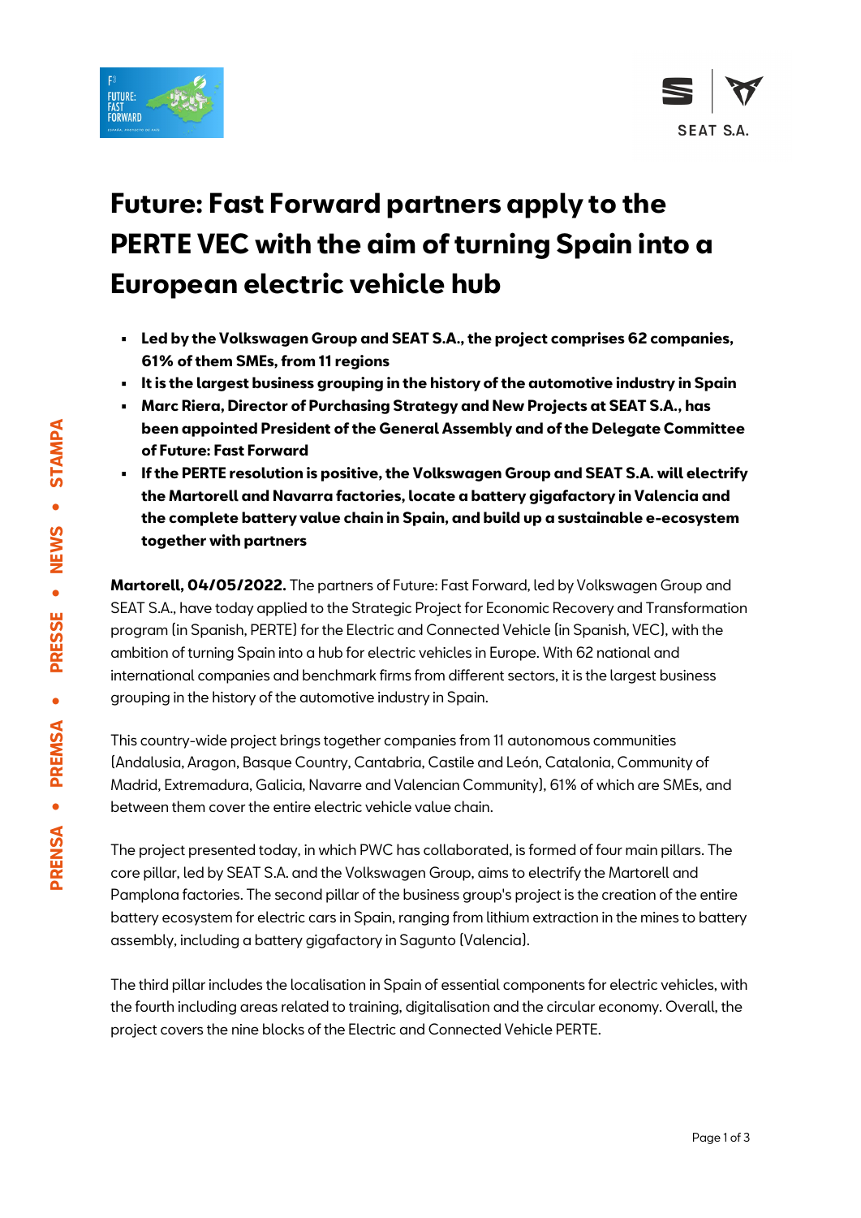# Future: Fast Forward partners apply to the PERTE VEC with the aim of turning Spain into a European electric vehicle hub

- **Led by the Volkswagen Group and SEAT S.A., the project comprises 62 companies, 61% of them SMEs, from 11 regions**
- **It is the largest business grouping in the history of the automotive industry in Spain**
- **Marc Riera, Director of Purchasing Strategy and New Projects at SEAT S.A., has been appointed President of the General Assembly and of the Delegate Committee of Future: Fast Forward**
- **If the PERTE resolution is positive, the Volkswagen Group and SEAT S.A. will electrify the Martorell and Navarra factories, locate a battery gigafactory in Valencia and the complete battery value chain in Spain, and build up a sustainable e-ecosystem together with partners**

**Martorell, 04/05/2022.** The partners of Future: Fast Forward, led by Volkswagen Group and SEAT S.A., have today applied to the Strategic Project for Economic Recovery and Transformation program (in Spanish, PERTE) for the Electric and Connected Vehicle (in Spanish, VEC), with the ambition of turning Spain into a hub for electric vehicles in Europe. With 62 national and international companies and benchmark firms from different sectors, it is the largest business grouping in the history of the automotive industry in Spain.

This country-wide project brings together companies from 11 autonomous communities (Andalusia, Aragon, Basque Country, Cantabria, Castile and León, Catalonia, Community of Madrid, Extremadura, Galicia, Navarre and Valencian Community), 61% of which are SMEs, and between them cover the entire electric vehicle value chain.

The project presented today, in which PWC has collaborated, is formed of four main pillars. The core pillar, led by SEAT S.A. and the Volkswagen Group, aims to electrify the Martorell and Pamplona factories. The second pillar of the business group's project is the creation of the entire battery ecosystem for electric cars in Spain, ranging from lithium extraction in the mines to battery assembly, including a battery gigafactory in Sagunto (Valencia).

The third pillar includes the localisation in Spain of essential components for electric vehicles, with the fourth including areas related to training, digitalisation and the circular economy. Overall, the project covers the nine blocks of the Electric and Connected Vehicle PERTE.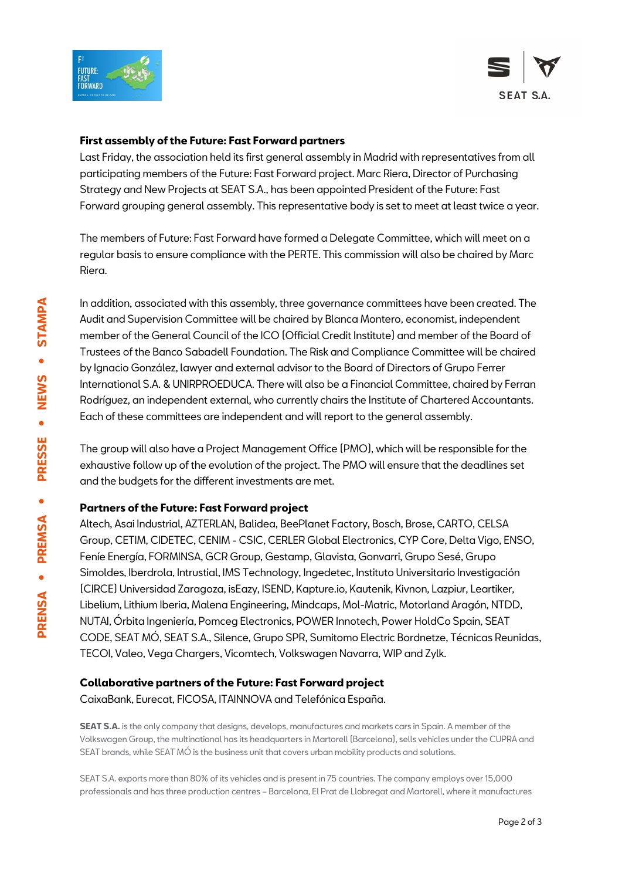**First assembly of the Future: Fast Forward partners**

Last Friday, the association held its first general assembly in Madrid with representatives from all participating members of the Future: Fast Forward project. Marc Riera, Director of Purchasing Strategy and New Projects at SEAT S.A., has been appointed President of the Future: Fast Forward grouping general assembly. This representative body is set to meet at least twice a year.

The members of Future: Fast Forward have formed a Delegate Committee, which will meet on a regular basis to ensure compliance with the PERTE. This commission will also be chaired by Marc Riera.

In addition, associated with this assembly, three governance committees have been created. The Audit and Supervision Committee will be chaired by Blanca Montero, economist, independent member of the General Council of the ICO (Official Credit Institute) and member of the Board of Trustees of the Banco Sabadell Foundation. The Risk and Compliance Committee will be chaired by Ignacio González, lawyer and external advisor to the Board of Directors of Grupo Ferrer International S.A. & UNIRPROEDUCA. There will also be a Financial Committee, chaired by Ferran Rodríguez, an independent external, who currently chairs the Institute of Chartered Accountants. Each of these committees are independent and will report to the general assembly.

The group will also have a Project Management Office (PMO), which will be responsible for the exhaustive follow up of the evolution of the project. The PMO will ensure that the deadlines set and the budgets for the different investments are met.

**Partners of the Future: Fast Forward project**

Altech, Asai Industrial, AZTERLAN, Balidea, BeePlanet Factory, Bosch, Brose, CARTO, CELSA Group, CETIM, CIDETEC, CENIM - CSIC, CERLER Global Electronics, CYP Core, Delta Vigo, ENSO, Fenie Energía, FORMINSA, GCR Group, Gestamp, Glavista, Gonvarri, Grupo Sesé, Grupo Simoldes, Iberdrola, Intrustial, IMS Technology, Ingedetec, Instituto Universitario Investigación (CIRCE) Universidad Zaragoza, isEazy, ISEND, Kapture.io, Kautenik, Kivnon, Lazpiur, Leartiker, Libelium, Lithium Iberia, Malena Engineering, Mindcaps, Mol-Matric, Motorland Aragón, NTDD, NUTAI, Órbita Ingeniería, Pomceg Electronics, POWER Innotech, Power HoldCo Spain, SEAT CODE, SEAT MÓ, SEAT S.A., Silence, Grupo SPR, Sumitomo Electric Bordnetze, Técnicas Reunidas, TECOI, Valeo, Vega Chargers, Vicomtech, Volkswagen Navarra, WIP and Zylk.

**Collaborative partners of the Future: Fast Forward project**

CaixaBank, Eurecat, FICOSA, ITAINNOVA and Telefónica España.

**SEAT S.A.** is the only company that designs, develops, manufactures and markets cars in Spain. A member of the Volkswagen Group, the multinational has its headquarters in Martorell (Barcelona), sells vehicles under the CUPRA and SEAT brands, while SEAT MÓ is the business unit that covers urban mobility products and solutions.

SEAT S.A. exports more than 80% of its vehicles and is present in 75 countries. The company employs over 15,000 professionals and has three production centres – Barcelona, El Prat de Llobregat and Martorell, where it manufactures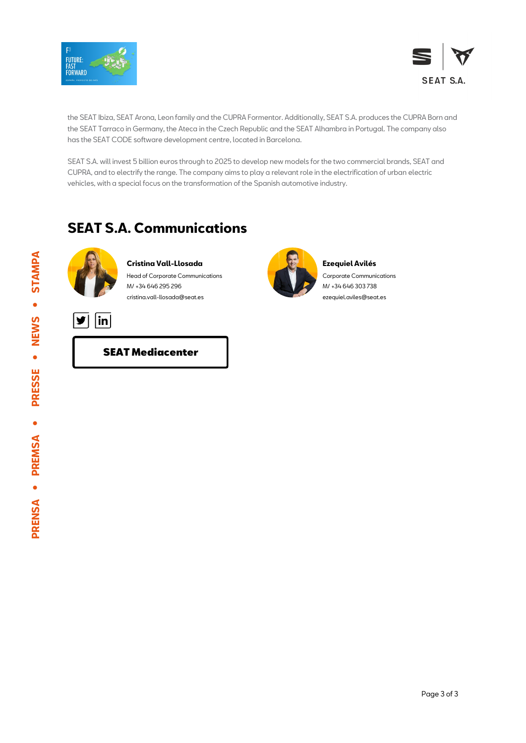the SEAT Ibiza, SEAT Arona, Leon family and the CUPRA Formentor. Additionally, SEAT S.A. produces the CUPRA Born and the SEAT Tarraco in Germany, the Ateca in the Czech Republic and the SEAT Alhambra in Portugal. The company also has the SEAT CODE software development centre, located in Barcelona.

SEAT S.A. will invest 5 billion euros through to 2025 to develop new models for the two commercial brands, SEAT and CUPRA, and to electrify the range. The company aims to play a relevant role in the electrification of urban electric vehicles, with a special focus on the transformation of the Spanish automotive industry.

## SEAT S.A. Communications

**Cristina Vall-Llosada**
Head of Corporate Communications
M/ +34 646 295 296
cristina.vall-llosada@seat.es

**Ezequiel Avilés**
Corporate Communications
M/ +34 646 303 738
ezequiel.aviles@seat.es

**SEAT Mediacenter**